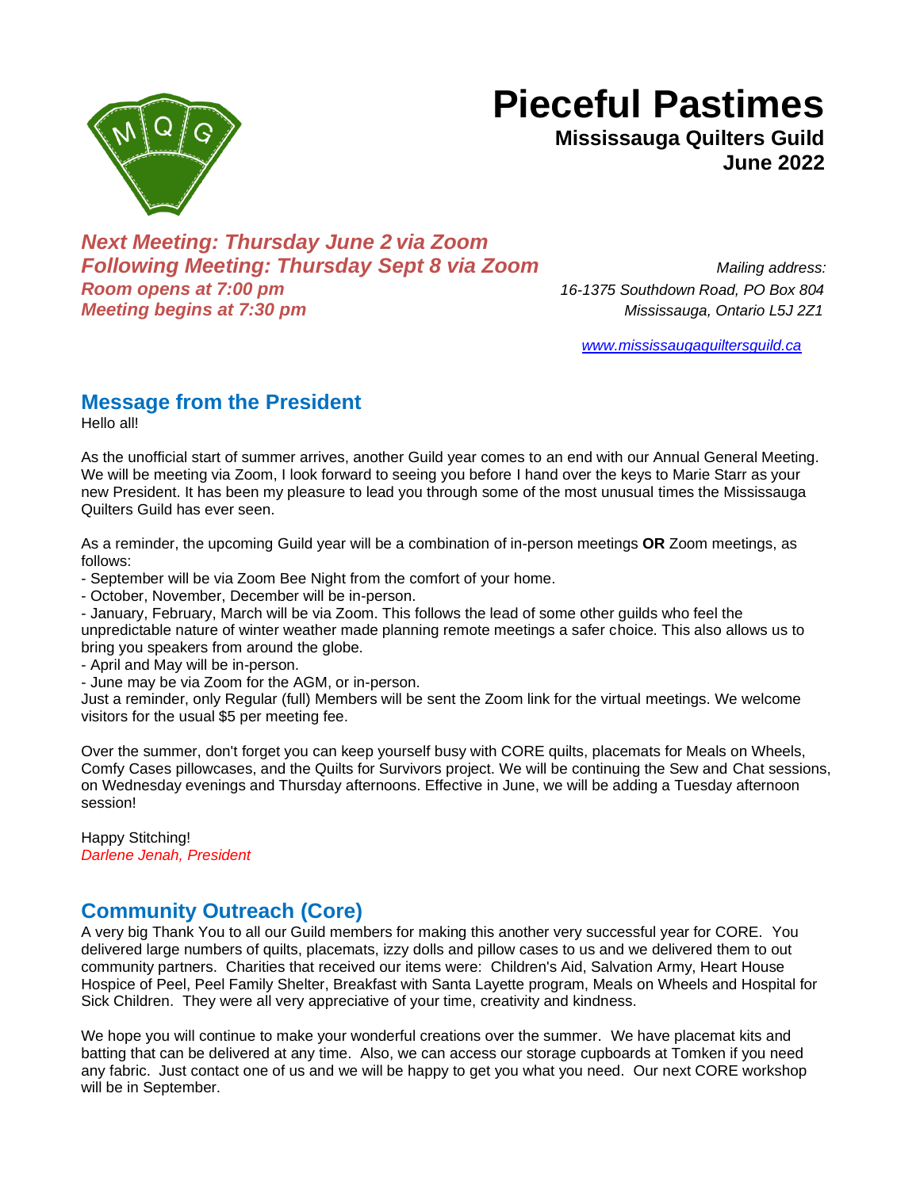# Pieceful Pastimes

**Mississauga Quilters Guild**
**June 2022**

***Next Meeting: Thursday June 2 via Zoom***
***Following Meeting: Thursday Sept 8 via Zoom***
***Room opens at 7:00 pm***
***Meeting begins at 7:30 pm***

*Mailing address:*
*16-1375 Southdown Road, PO Box 804*
*Mississauga, Ontario L5J 2Z1*

www.mississaugaquiltersguild.ca

## Message from the President

Hello all!

As the unofficial start of summer arrives, another Guild year comes to an end with our Annual General Meeting. We will be meeting via Zoom, I look forward to seeing you before I hand over the keys to Marie Starr as your new President. It has been my pleasure to lead you through some of the most unusual times the Mississauga Quilters Guild has ever seen.

As a reminder, the upcoming Guild year will be a combination of in-person meetings **OR** Zoom meetings, as follows:

- September will be via Zoom Bee Night from the comfort of your home.
- October, November, December will be in-person.
- January, February, March will be via Zoom. This follows the lead of some other guilds who feel the unpredictable nature of winter weather made planning remote meetings a safer choice. This also allows us to bring you speakers from around the globe.
- April and May will be in-person.
- June may be via Zoom for the AGM, or in-person.

Just a reminder, only Regular (full) Members will be sent the Zoom link for the virtual meetings. We welcome visitors for the usual $5 per meeting fee.

Over the summer, don't forget you can keep yourself busy with CORE quilts, placemats for Meals on Wheels, Comfy Cases pillowcases, and the Quilts for Survivors project. We will be continuing the Sew and Chat sessions, on Wednesday evenings and Thursday afternoons. Effective in June, we will be adding a Tuesday afternoon session!

Happy Stitching!
*Darlene Jenah, President*

## Community Outreach (Core)

A very big Thank You to all our Guild members for making this another very successful year for CORE. You delivered large numbers of quilts, placemats, izzy dolls and pillow cases to us and we delivered them to out community partners. Charities that received our items were: Children's Aid, Salvation Army, Heart House Hospice of Peel, Peel Family Shelter, Breakfast with Santa Layette program, Meals on Wheels and Hospital for Sick Children. They were all very appreciative of your time, creativity and kindness.

We hope you will continue to make your wonderful creations over the summer. We have placemat kits and batting that can be delivered at any time. Also, we can access our storage cupboards at Tomken if you need any fabric. Just contact one of us and we will be happy to get you what you need. Our next CORE workshop will be in September.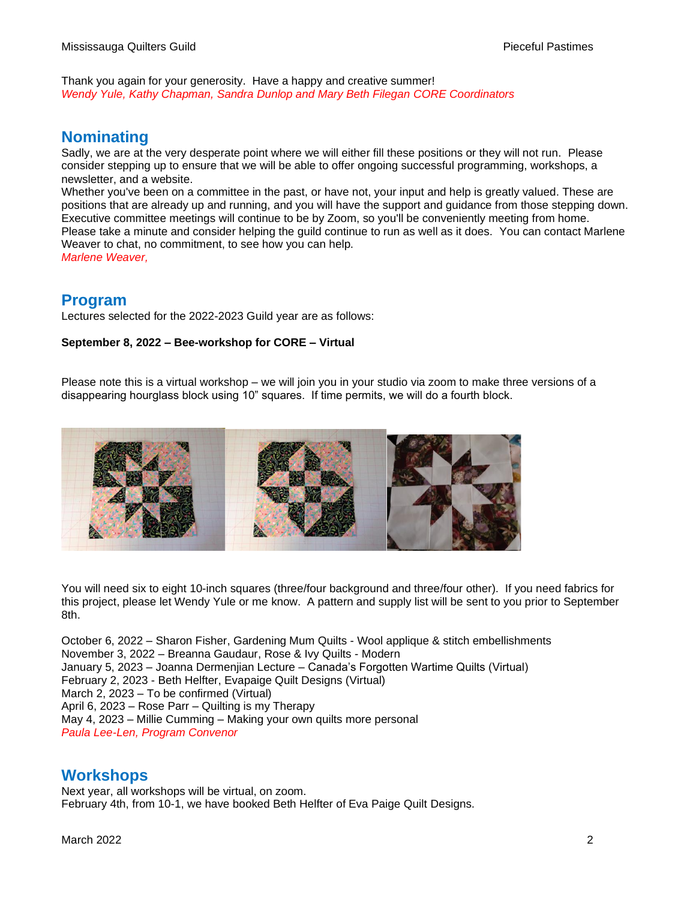Thank you again for your generosity.  Have a happy and creative summer!
*Wendy Yule, Kathy Chapman, Sandra Dunlop and Mary Beth Filegan CORE Coordinators*

## Nominating

Sadly, we are at the very desperate point where we will either fill these positions or they will not run.  Please consider stepping up to ensure that we will be able to offer ongoing successful programming, workshops, a newsletter, and a website.
Whether you've been on a committee in the past, or have not, your input and help is greatly valued. These are positions that are already up and running, and you will have the support and guidance from those stepping down. Executive committee meetings will continue to be by Zoom, so you'll be conveniently meeting from home.
Please take a minute and consider helping the guild continue to run as well as it does.  You can contact Marlene Weaver to chat, no commitment, to see how you can help.
*Marlene Weaver,*

## Program

Lectures selected for the 2022-2023 Guild year are as follows:

**September 8, 2022 – Bee-workshop for CORE – Virtual**

Please note this is a virtual workshop – we will join you in your studio via zoom to make three versions of a disappearing hourglass block using 10" squares.  If time permits, we will do a fourth block.

You will need six to eight 10-inch squares (three/four background and three/four other).  If you need fabrics for this project, please let Wendy Yule or me know.  A pattern and supply list will be sent to you prior to September 8th.

October 6, 2022 – Sharon Fisher, Gardening Mum Quilts - Wool applique & stitch embellishments
November 3, 2022 – Breanna Gaudaur, Rose & Ivy Quilts - Modern
January 5, 2023 – Joanna Dermenjian Lecture – Canada's Forgotten Wartime Quilts (Virtual)
February 2, 2023 - Beth Helfter, Evapaige Quilt Designs (Virtual)
March 2, 2023 – To be confirmed (Virtual)
April 6, 2023 – Rose Parr – Quilting is my Therapy
May 4, 2023 – Millie Cumming – Making your own quilts more personal
*Paula Lee-Len, Program Convenor*

## Workshops

Next year, all workshops will be virtual, on zoom.
February 4th, from 10-1, we have booked Beth Helfter of Eva Paige Quilt Designs.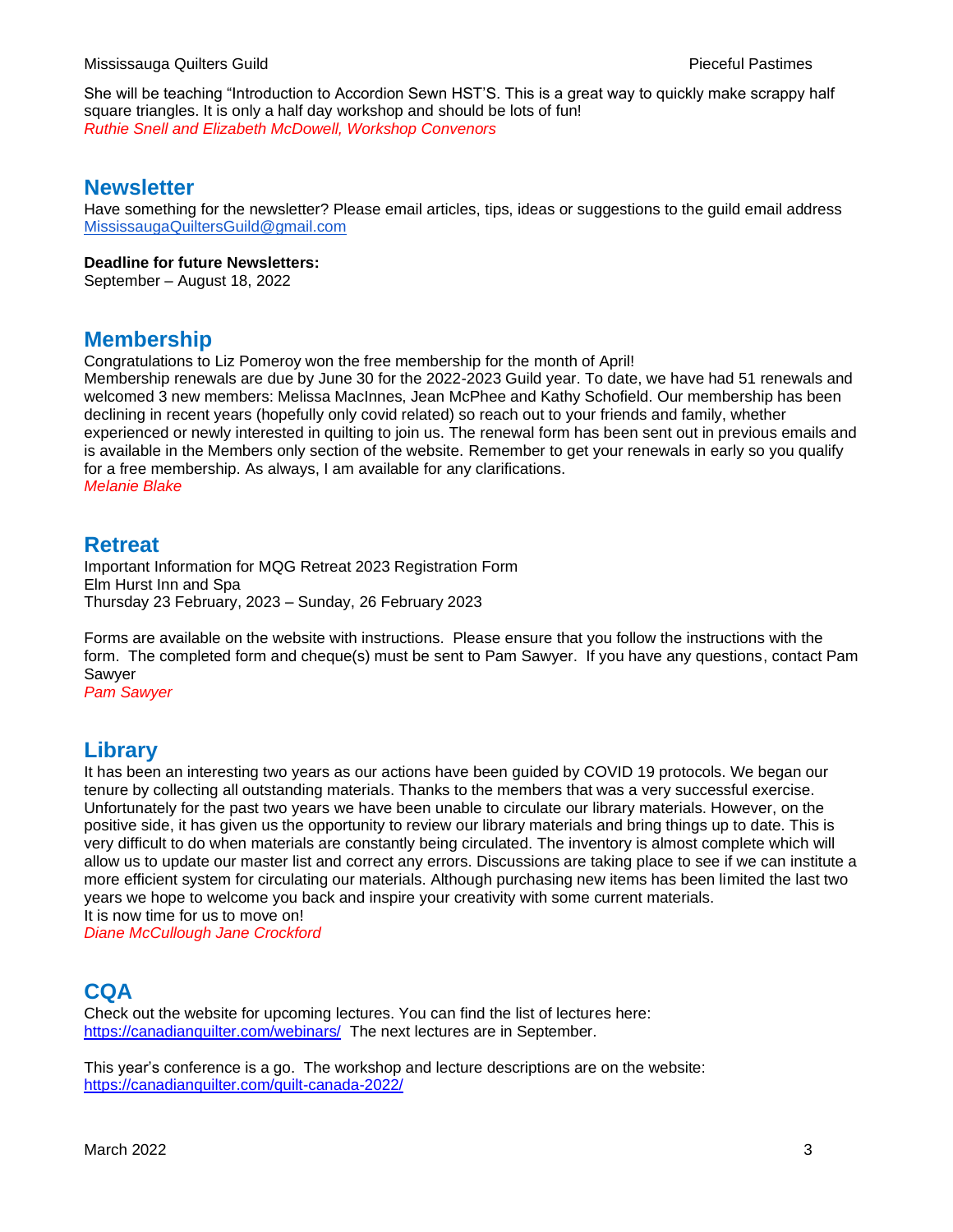She will be teaching “Introduction to Accordion Sewn HST’S. This is a great way to quickly make scrappy half square triangles. It is only a half day workshop and should be lots of fun!

*Ruthie Snell and Elizabeth McDowell, Workshop Convenors*

## Newsletter

Have something for the newsletter? Please email articles, tips, ideas or suggestions to the guild email address [MississaugaQuiltersGuild@gmail.com](mailto:MississaugaQuiltersGuild@gmail.com)

**Deadline for future Newsletters:**

September – August 18, 2022

## Membership

Congratulations to Liz Pomeroy won the free membership for the month of April!

Membership renewals are due by June 30 for the 2022-2023 Guild year. To date, we have had 51 renewals and welcomed 3 new members: Melissa MacInnes, Jean McPhee and Kathy Schofield. Our membership has been declining in recent years (hopefully only covid related) so reach out to your friends and family, whether experienced or newly interested in quilting to join us. The renewal form has been sent out in previous emails and is available in the Members only section of the website. Remember to get your renewals in early so you qualify for a free membership. As always, I am available for any clarifications.

*Melanie Blake*

## Retreat

Important Information for MQG Retreat 2023 Registration Form

Elm Hurst Inn and Spa

Thursday 23 February, 2023 – Sunday, 26 February 2023

Forms are available on the website with instructions. Please ensure that you follow the instructions with the form. The completed form and cheque(s) must be sent to Pam Sawyer. If you have any questions, contact Pam Sawyer

*Pam Sawyer*

## Library

It has been an interesting two years as our actions have been guided by COVID 19 protocols. We began our tenure by collecting all outstanding materials. Thanks to the members that was a very successful exercise. Unfortunately for the past two years we have been unable to circulate our library materials. However, on the positive side, it has given us the opportunity to review our library materials and bring things up to date. This is very difficult to do when materials are constantly being circulated. The inventory is almost complete which will allow us to update our master list and correct any errors. Discussions are taking place to see if we can institute a more efficient system for circulating our materials. Although purchasing new items has been limited the last two years we hope to welcome you back and inspire your creativity with some current materials.

It is now time for us to move on!

*Diane McCullough Jane Crockford*

## CQA

Check out the website for upcoming lectures. You can find the list of lectures here: [https://canadianquilter.com/webinars/](https://canadianquilter.com/webinars/) The next lectures are in September.

This year’s conference is a go. The workshop and lecture descriptions are on the website: [https://canadianquilter.com/quilt-canada-2022/](https://canadianquilter.com/quilt-canada-2022/)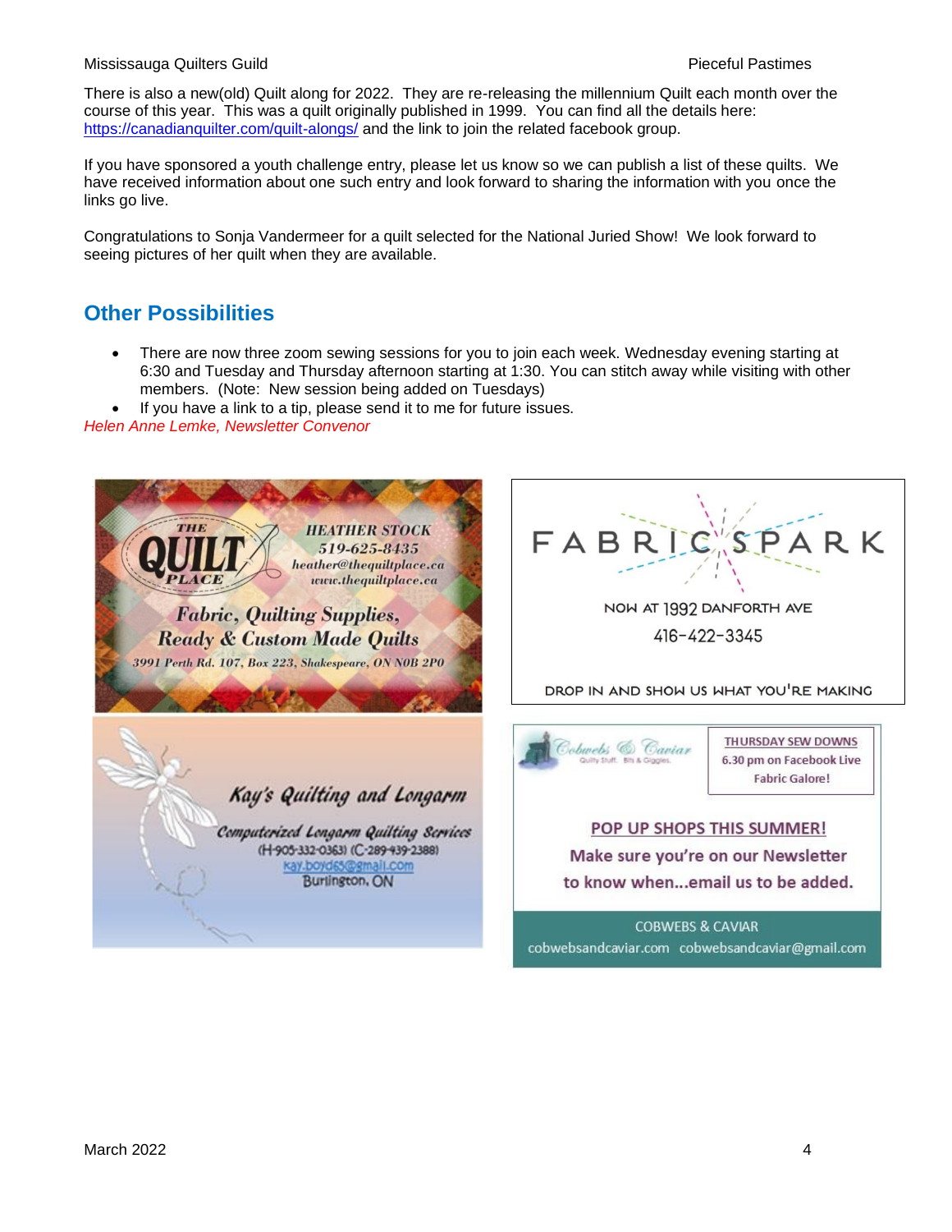There is also a new(old) Quilt along for 2022. They are re-releasing the millennium Quilt each month over the course of this year. This was a quilt originally published in 1999. You can find all the details here: https://canadianquilter.com/quilt-alongs/ and the link to join the related facebook group.

If you have sponsored a youth challenge entry, please let us know so we can publish a list of these quilts. We have received information about one such entry and look forward to sharing the information with you once the links go live.

Congratulations to Sonja Vandermeer for a quilt selected for the National Juried Show! We look forward to seeing pictures of her quilt when they are available.

## Other Possibilities

- There are now three zoom sewing sessions for you to join each week. Wednesday evening starting at 6:30 and Tuesday and Thursday afternoon starting at 1:30. You can stitch away while visiting with other members. (Note: New session being added on Tuesdays)
- If you have a link to a tip, please send it to me for future issues.

*Helen Anne Lemke, Newsletter Convenor*

**THE QUILT PLACE**
HEATHER STOCK
519-625-8435
heather@thequiltplace.ca
www.thequiltplace.ca
Fabric, Quilting Supplies, Ready & Custom Made Quilts
3991 Perth Rd. 107, Box 223, Shakespeare, ON N0B 2P0

**FABRIC SPARK**
NOW AT 1992 DANFORTH AVE
416-422-3345
DROP IN AND SHOW US WHAT YOU'RE MAKING

**Kay's Quilting and Longarm**
Computerized Longarm Quilting Services
(H-905-332-0363) (C-289-439-2388)
kay.boyd65@gmail.com
Burlington, ON

**Cobwebs & Caviar**
Quilty Stuff. Bits & Giggles.
THURSDAY SEW DOWNS
6.30 pm on Facebook Live
Fabric Galore!
POP UP SHOPS THIS SUMMER!
Make sure you're on our Newsletter to know when...email us to be added.
COBWEBS & CAVIAR
cobwebsandcaviar.com cobwebsandcaviar@gmail.com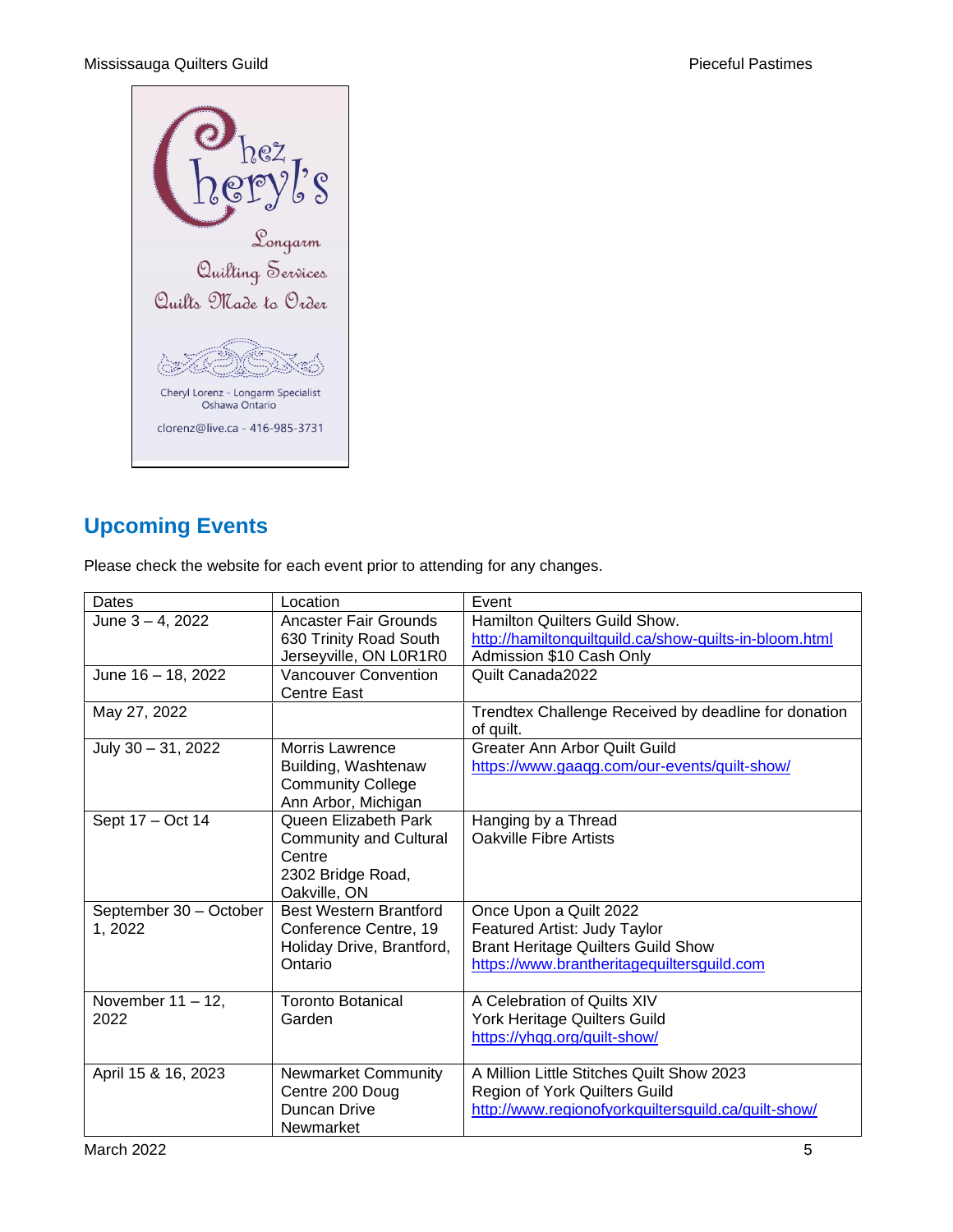Chez Cheryl's

Longarm Quilting Services

Quilts Made to Order

Cheryl Lorenz - Longarm Specialist
Oshawa Ontario

clorenz@live.ca - 416-985-3731

## Upcoming Events

Please check the website for each event prior to attending for any changes.

| Dates | Location | Event |
|---|---|---|
| June 3 – 4, 2022 | Ancaster Fair Grounds 630 Trinity Road South Jerseyville, ON L0R1R0 | Hamilton Quilters Guild Show. http://hamiltonquiltguild.ca/show-quilts-in-bloom.html Admission $10 Cash Only |
| June 16 – 18, 2022 | Vancouver Convention Centre East | Quilt Canada2022 |
| May 27, 2022 | | Trendtex Challenge Received by deadline for donation of quilt. |
| July 30 – 31, 2022 | Morris Lawrence Building, Washtenaw Community College Ann Arbor, Michigan | Greater Ann Arbor Quilt Guild https://www.gaaqg.com/our-events/quilt-show/ |
| Sept 17 – Oct 14 | Queen Elizabeth Park Community and Cultural Centre 2302 Bridge Road, Oakville, ON | Hanging by a Thread Oakville Fibre Artists |
| September 30 – October 1, 2022 | Best Western Brantford Conference Centre, 19 Holiday Drive, Brantford, Ontario | Once Upon a Quilt 2022 Featured Artist: Judy Taylor Brant Heritage Quilters Guild Show https://www.brantheritagequiltersguild.com |
| November 11 – 12, 2022 | Toronto Botanical Garden | A Celebration of Quilts XIV York Heritage Quilters Guild https://yhqg.org/quilt-show/ |
| April 15 & 16, 2023 | Newmarket Community Centre 200 Doug Duncan Drive Newmarket | A Million Little Stitches Quilt Show 2023 Region of York Quilters Guild http://www.regionofyorkquiltersguild.ca/quilt-show/ |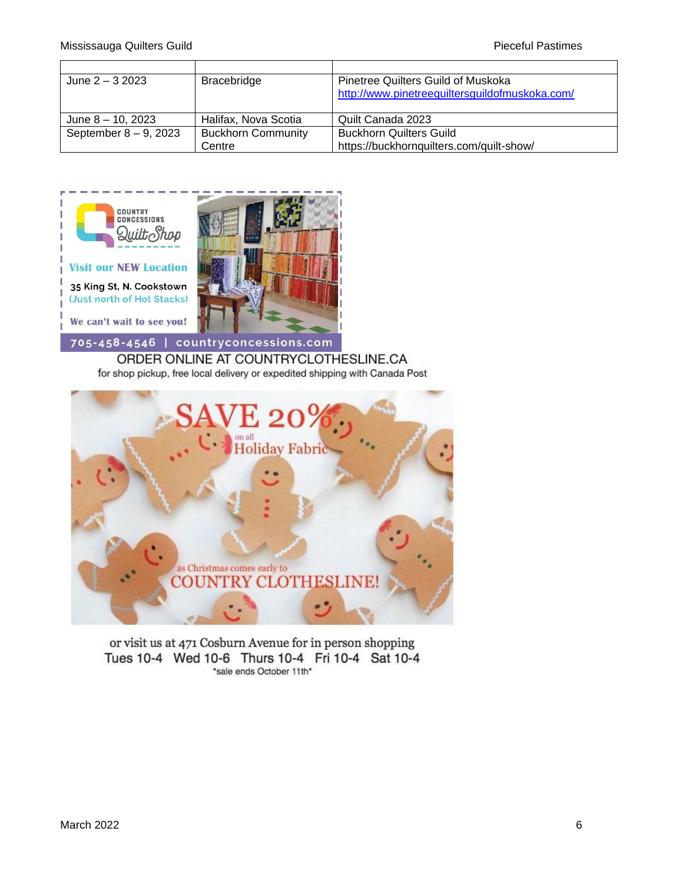| | | |
|---|---|---|
| June 2 – 3 2023 | Bracebridge | Pinetree Quilters Guild of Muskoka http://www.pinetreequiltersguildofmuskoka.com/ |
| June 8 – 10, 2023 | Halifax, Nova Scotia | Quilt Canada 2023 |
| September 8 – 9, 2023 | Buckhorn Community Centre | Buckhorn Quilters Guild https://buckhornquilters.com/quilt-show/ |

COUNTRY CONCESSIONS Quilt Shop

Visit our NEW Location

35 King St, N. Cookstown
(Just north of Hot Stacks)

We can't wait to see you!

705-458-4546 | countryconcessions.com

ORDER ONLINE AT COUNTRYCLOTHESLINE.CA
for shop pickup, free local delivery or expedited shipping with Canada Post

SAVE 20% on all Holiday Fabric

as Christmas comes early to COUNTRY CLOTHESLINE!

or visit us at 471 Cosburn Avenue for in person shopping
Tues 10-4 Wed 10-6 Thurs 10-4 Fri 10-4 Sat 10-4
*sale ends October 11th*